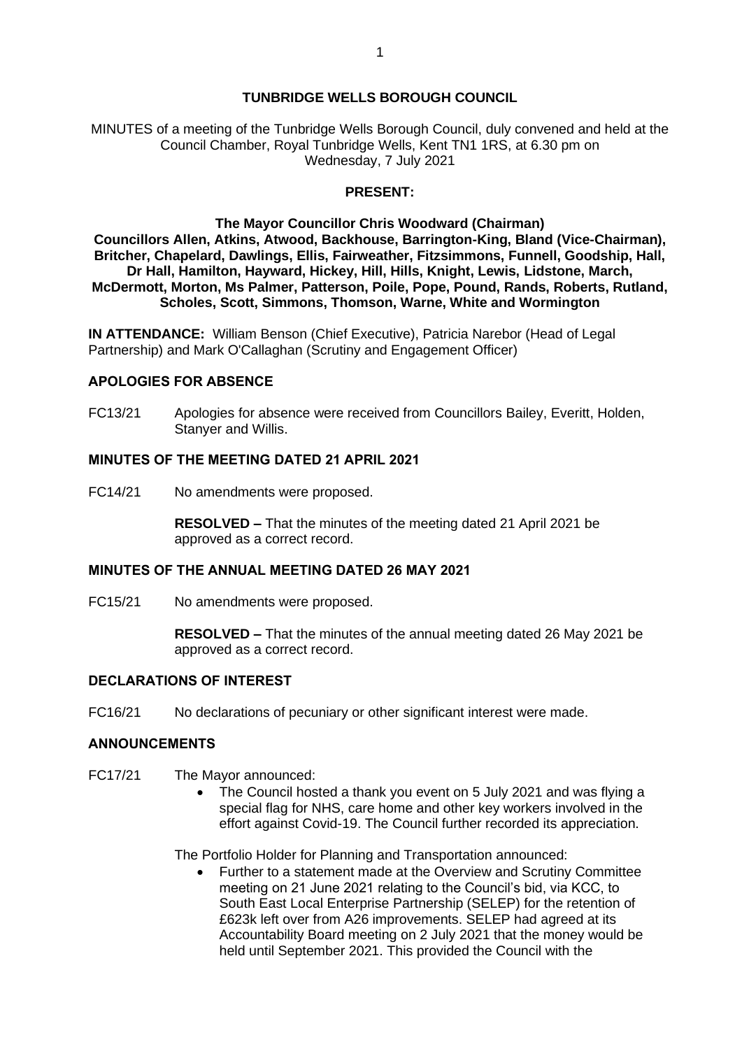# TUNBRIDGE WELLS BOROUGH COUNCIL

MINUTES of a meeting of the Tunbridge Wells Borough Council, duly convened and held at the Council Chamber, Royal Tunbridge Wells, Kent TN1 1RS, at 6.30 pm on Wednesday, 7 July 2021

## PRESENT:

**The Mayor Councillor Chris Woodward (Chairman)**
**Councillors Allen, Atkins, Atwood, Backhouse, Barrington-King, Bland (Vice-Chairman), Britcher, Chapelard, Dawlings, Ellis, Fairweather, Fitzsimmons, Funnell, Goodship, Hall, Dr Hall, Hamilton, Hayward, Hickey, Hill, Hills, Knight, Lewis, Lidstone, March, McDermott, Morton, Ms Palmer, Patterson, Poile, Pope, Pound, Rands, Roberts, Rutland, Scholes, Scott, Simmons, Thomson, Warne, White and Wormington**

**IN ATTENDANCE:** William Benson (Chief Executive), Patricia Narebor (Head of Legal Partnership) and Mark O'Callaghan (Scrutiny and Engagement Officer)

## APOLOGIES FOR ABSENCE

FC13/21 Apologies for absence were received from Councillors Bailey, Everitt, Holden, Stanyer and Willis.

## MINUTES OF THE MEETING DATED 21 APRIL 2021

FC14/21 No amendments were proposed.

**RESOLVED –** That the minutes of the meeting dated 21 April 2021 be approved as a correct record.

## MINUTES OF THE ANNUAL MEETING DATED 26 MAY 2021

FC15/21 No amendments were proposed.

**RESOLVED –** That the minutes of the annual meeting dated 26 May 2021 be approved as a correct record.

## DECLARATIONS OF INTEREST

FC16/21 No declarations of pecuniary or other significant interest were made.

## ANNOUNCEMENTS

FC17/21 The Mayor announced:

- The Council hosted a thank you event on 5 July 2021 and was flying a special flag for NHS, care home and other key workers involved in the effort against Covid-19. The Council further recorded its appreciation.

The Portfolio Holder for Planning and Transportation announced:

- Further to a statement made at the Overview and Scrutiny Committee meeting on 21 June 2021 relating to the Council's bid, via KCC, to South East Local Enterprise Partnership (SELEP) for the retention of £623k left over from A26 improvements. SELEP had agreed at its Accountability Board meeting on 2 July 2021 that the money would be held until September 2021. This provided the Council with the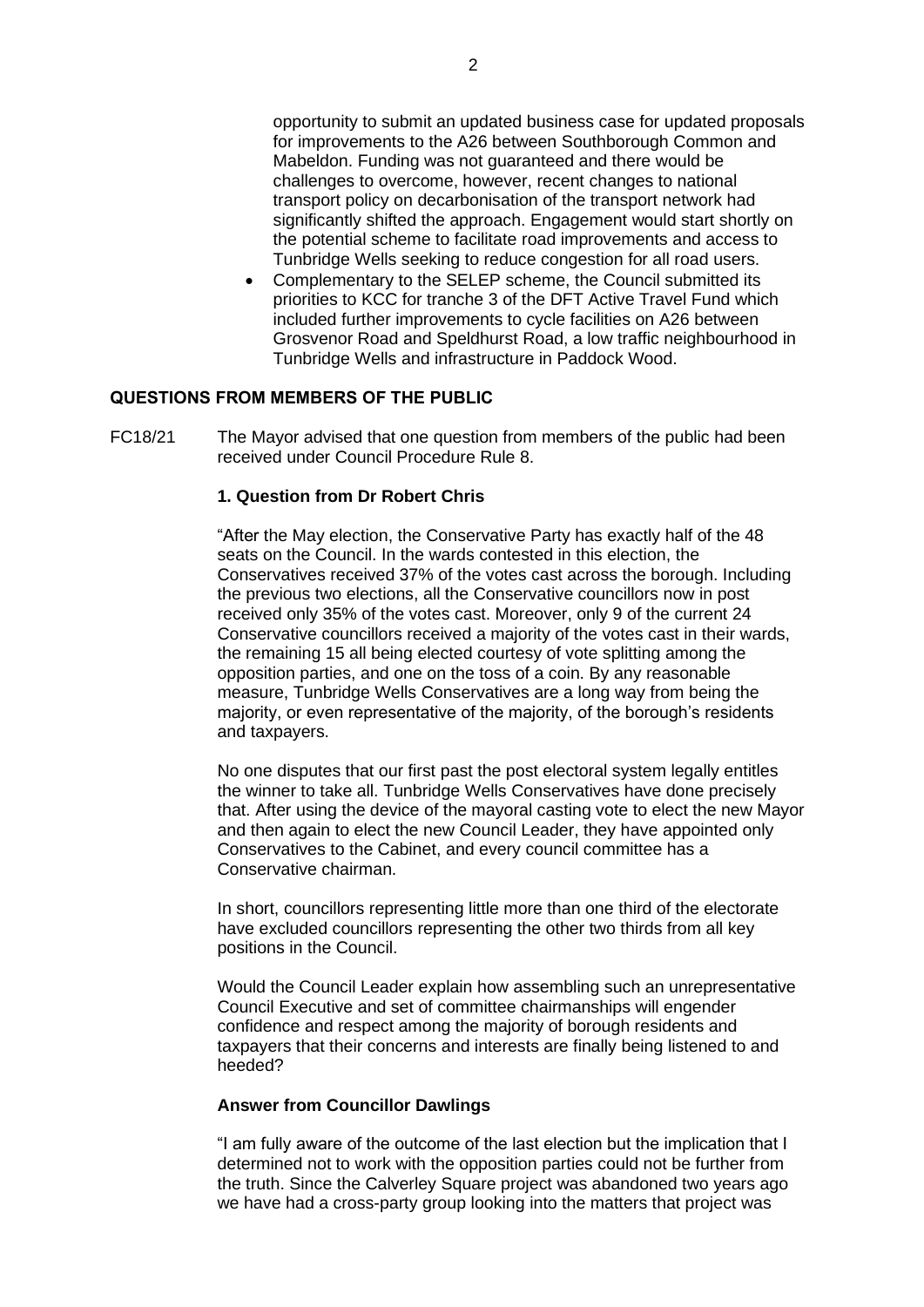opportunity to submit an updated business case for updated proposals for improvements to the A26 between Southborough Common and Mabeldon. Funding was not guaranteed and there would be challenges to overcome, however, recent changes to national transport policy on decarbonisation of the transport network had significantly shifted the approach. Engagement would start shortly on the potential scheme to facilitate road improvements and access to Tunbridge Wells seeking to reduce congestion for all road users.

- Complementary to the SELEP scheme, the Council submitted its priorities to KCC for tranche 3 of the DFT Active Travel Fund which included further improvements to cycle facilities on A26 between Grosvenor Road and Speldhurst Road, a low traffic neighbourhood in Tunbridge Wells and infrastructure in Paddock Wood.

## QUESTIONS FROM MEMBERS OF THE PUBLIC

FC18/21 The Mayor advised that one question from members of the public had been received under Council Procedure Rule 8.

**1. Question from Dr Robert Chris**

"After the May election, the Conservative Party has exactly half of the 48 seats on the Council. In the wards contested in this election, the Conservatives received 37% of the votes cast across the borough. Including the previous two elections, all the Conservative councillors now in post received only 35% of the votes cast. Moreover, only 9 of the current 24 Conservative councillors received a majority of the votes cast in their wards, the remaining 15 all being elected courtesy of vote splitting among the opposition parties, and one on the toss of a coin. By any reasonable measure, Tunbridge Wells Conservatives are a long way from being the majority, or even representative of the majority, of the borough's residents and taxpayers.

No one disputes that our first past the post electoral system legally entitles the winner to take all. Tunbridge Wells Conservatives have done precisely that. After using the device of the mayoral casting vote to elect the new Mayor and then again to elect the new Council Leader, they have appointed only Conservatives to the Cabinet, and every council committee has a Conservative chairman.

In short, councillors representing little more than one third of the electorate have excluded councillors representing the other two thirds from all key positions in the Council.

Would the Council Leader explain how assembling such an unrepresentative Council Executive and set of committee chairmanships will engender confidence and respect among the majority of borough residents and taxpayers that their concerns and interests are finally being listened to and heeded?

**Answer from Councillor Dawlings**

"I am fully aware of the outcome of the last election but the implication that I determined not to work with the opposition parties could not be further from the truth. Since the Calverley Square project was abandoned two years ago we have had a cross-party group looking into the matters that project was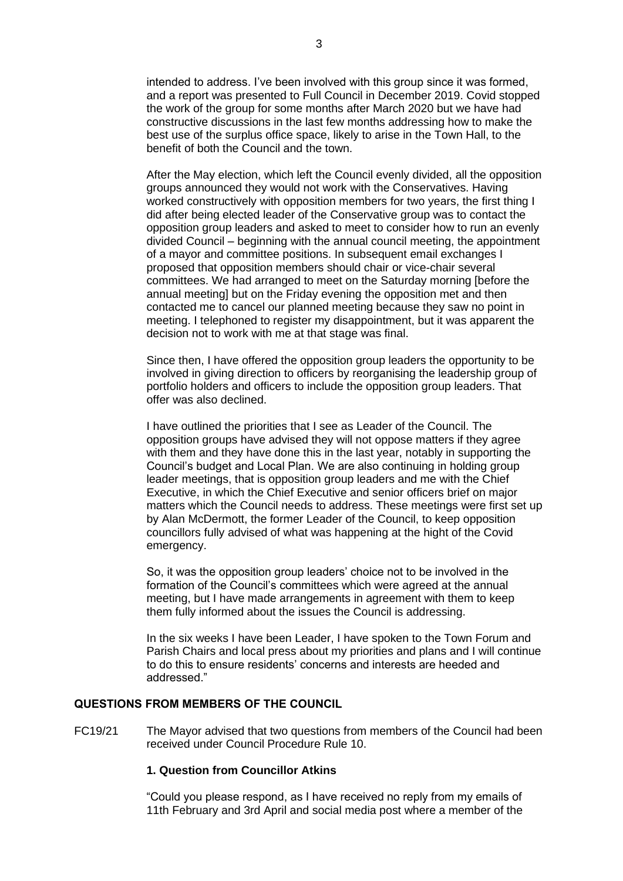intended to address. I've been involved with this group since it was formed, and a report was presented to Full Council in December 2019. Covid stopped the work of the group for some months after March 2020 but we have had constructive discussions in the last few months addressing how to make the best use of the surplus office space, likely to arise in the Town Hall, to the benefit of both the Council and the town.

After the May election, which left the Council evenly divided, all the opposition groups announced they would not work with the Conservatives. Having worked constructively with opposition members for two years, the first thing I did after being elected leader of the Conservative group was to contact the opposition group leaders and asked to meet to consider how to run an evenly divided Council – beginning with the annual council meeting, the appointment of a mayor and committee positions. In subsequent email exchanges I proposed that opposition members should chair or vice-chair several committees. We had arranged to meet on the Saturday morning [before the annual meeting] but on the Friday evening the opposition met and then contacted me to cancel our planned meeting because they saw no point in meeting. I telephoned to register my disappointment, but it was apparent the decision not to work with me at that stage was final.

Since then, I have offered the opposition group leaders the opportunity to be involved in giving direction to officers by reorganising the leadership group of portfolio holders and officers to include the opposition group leaders. That offer was also declined.

I have outlined the priorities that I see as Leader of the Council. The opposition groups have advised they will not oppose matters if they agree with them and they have done this in the last year, notably in supporting the Council's budget and Local Plan. We are also continuing in holding group leader meetings, that is opposition group leaders and me with the Chief Executive, in which the Chief Executive and senior officers brief on major matters which the Council needs to address. These meetings were first set up by Alan McDermott, the former Leader of the Council, to keep opposition councillors fully advised of what was happening at the hight of the Covid emergency.

So, it was the opposition group leaders' choice not to be involved in the formation of the Council's committees which were agreed at the annual meeting, but I have made arrangements in agreement with them to keep them fully informed about the issues the Council is addressing.

In the six weeks I have been Leader, I have spoken to the Town Forum and Parish Chairs and local press about my priorities and plans and I will continue to do this to ensure residents' concerns and interests are heeded and addressed."

## QUESTIONS FROM MEMBERS OF THE COUNCIL

FC19/21 The Mayor advised that two questions from members of the Council had been received under Council Procedure Rule 10.

**1. Question from Councillor Atkins**

"Could you please respond, as I have received no reply from my emails of 11th February and 3rd April and social media post where a member of the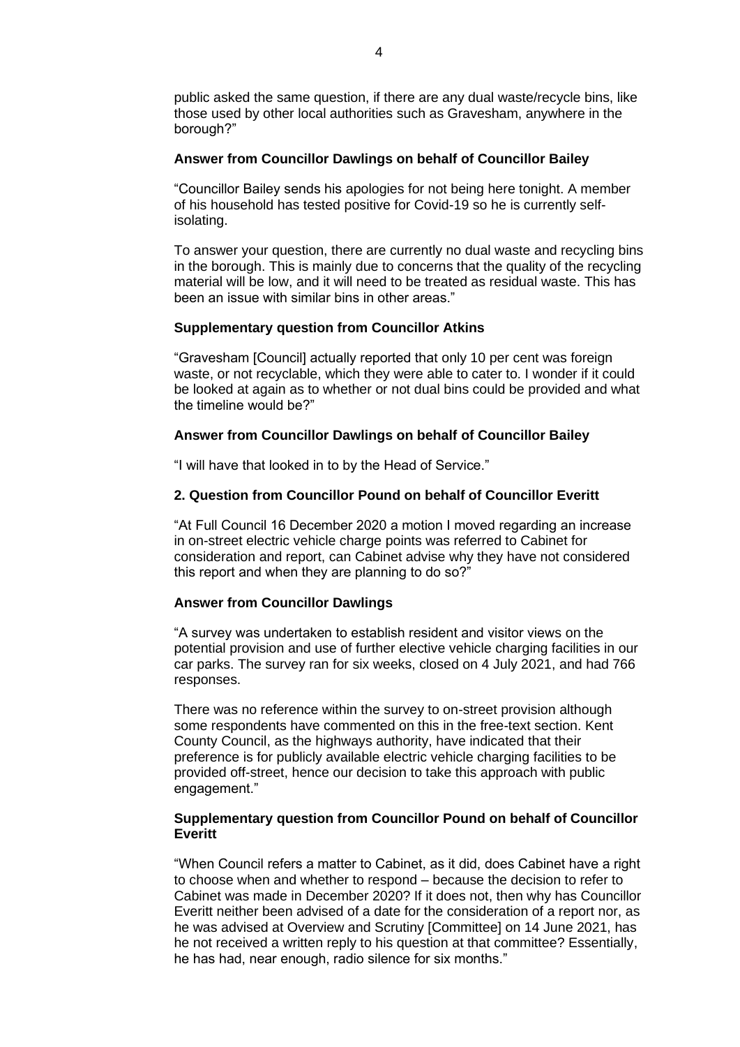public asked the same question, if there are any dual waste/recycle bins, like those used by other local authorities such as Gravesham, anywhere in the borough?"

**Answer from Councillor Dawlings on behalf of Councillor Bailey**

"Councillor Bailey sends his apologies for not being here tonight. A member of his household has tested positive for Covid-19 so he is currently self-isolating.

To answer your question, there are currently no dual waste and recycling bins in the borough. This is mainly due to concerns that the quality of the recycling material will be low, and it will need to be treated as residual waste. This has been an issue with similar bins in other areas."

**Supplementary question from Councillor Atkins**

"Gravesham [Council] actually reported that only 10 per cent was foreign waste, or not recyclable, which they were able to cater to. I wonder if it could be looked at again as to whether or not dual bins could be provided and what the timeline would be?"

**Answer from Councillor Dawlings on behalf of Councillor Bailey**

"I will have that looked in to by the Head of Service."

**2. Question from Councillor Pound on behalf of Councillor Everitt**

"At Full Council 16 December 2020 a motion I moved regarding an increase in on-street electric vehicle charge points was referred to Cabinet for consideration and report, can Cabinet advise why they have not considered this report and when they are planning to do so?"

**Answer from Councillor Dawlings**

"A survey was undertaken to establish resident and visitor views on the potential provision and use of further elective vehicle charging facilities in our car parks. The survey ran for six weeks, closed on 4 July 2021, and had 766 responses.

There was no reference within the survey to on-street provision although some respondents have commented on this in the free-text section. Kent County Council, as the highways authority, have indicated that their preference is for publicly available electric vehicle charging facilities to be provided off-street, hence our decision to take this approach with public engagement."

**Supplementary question from Councillor Pound on behalf of Councillor Everitt**

"When Council refers a matter to Cabinet, as it did, does Cabinet have a right to choose when and whether to respond – because the decision to refer to Cabinet was made in December 2020? If it does not, then why has Councillor Everitt neither been advised of a date for the consideration of a report nor, as he was advised at Overview and Scrutiny [Committee] on 14 June 2021, has he not received a written reply to his question at that committee? Essentially, he has had, near enough, radio silence for six months."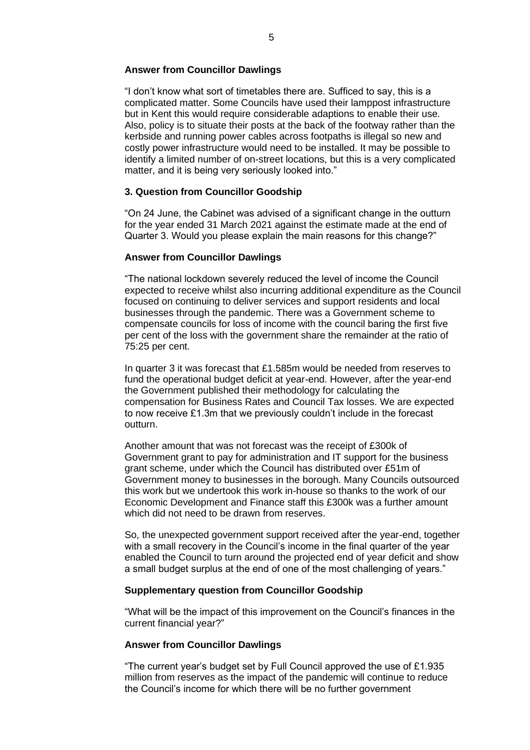**Answer from Councillor Dawlings**

"I don't know what sort of timetables there are. Sufficed to say, this is a complicated matter. Some Councils have used their lamppost infrastructure but in Kent this would require considerable adaptions to enable their use. Also, policy is to situate their posts at the back of the footway rather than the kerbside and running power cables across footpaths is illegal so new and costly power infrastructure would need to be installed. It may be possible to identify a limited number of on-street locations, but this is a very complicated matter, and it is being very seriously looked into."

**3. Question from Councillor Goodship**

"On 24 June, the Cabinet was advised of a significant change in the outturn for the year ended 31 March 2021 against the estimate made at the end of Quarter 3. Would you please explain the main reasons for this change?"

**Answer from Councillor Dawlings**

"The national lockdown severely reduced the level of income the Council expected to receive whilst also incurring additional expenditure as the Council focused on continuing to deliver services and support residents and local businesses through the pandemic. There was a Government scheme to compensate councils for loss of income with the council baring the first five per cent of the loss with the government share the remainder at the ratio of 75:25 per cent.

In quarter 3 it was forecast that £1.585m would be needed from reserves to fund the operational budget deficit at year-end. However, after the year-end the Government published their methodology for calculating the compensation for Business Rates and Council Tax losses. We are expected to now receive £1.3m that we previously couldn't include in the forecast outturn.

Another amount that was not forecast was the receipt of £300k of Government grant to pay for administration and IT support for the business grant scheme, under which the Council has distributed over £51m of Government money to businesses in the borough. Many Councils outsourced this work but we undertook this work in-house so thanks to the work of our Economic Development and Finance staff this £300k was a further amount which did not need to be drawn from reserves.

So, the unexpected government support received after the year-end, together with a small recovery in the Council's income in the final quarter of the year enabled the Council to turn around the projected end of year deficit and show a small budget surplus at the end of one of the most challenging of years."

**Supplementary question from Councillor Goodship**

"What will be the impact of this improvement on the Council's finances in the current financial year?"

**Answer from Councillor Dawlings**

"The current year's budget set by Full Council approved the use of £1.935 million from reserves as the impact of the pandemic will continue to reduce the Council's income for which there will be no further government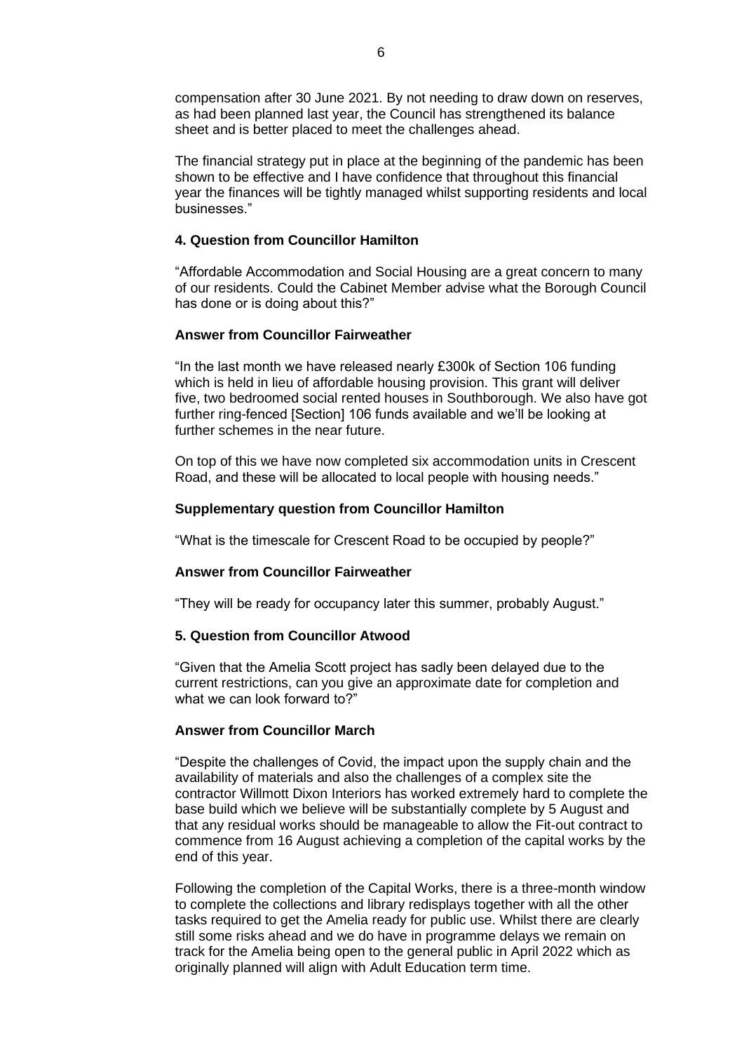compensation after 30 June 2021. By not needing to draw down on reserves, as had been planned last year, the Council has strengthened its balance sheet and is better placed to meet the challenges ahead.

The financial strategy put in place at the beginning of the pandemic has been shown to be effective and I have confidence that throughout this financial year the finances will be tightly managed whilst supporting residents and local businesses."

**4. Question from Councillor Hamilton**

"Affordable Accommodation and Social Housing are a great concern to many of our residents. Could the Cabinet Member advise what the Borough Council has done or is doing about this?"

**Answer from Councillor Fairweather**

"In the last month we have released nearly £300k of Section 106 funding which is held in lieu of affordable housing provision. This grant will deliver five, two bedroomed social rented houses in Southborough. We also have got further ring-fenced [Section] 106 funds available and we'll be looking at further schemes in the near future.

On top of this we have now completed six accommodation units in Crescent Road, and these will be allocated to local people with housing needs."

**Supplementary question from Councillor Hamilton**

"What is the timescale for Crescent Road to be occupied by people?"

**Answer from Councillor Fairweather**

"They will be ready for occupancy later this summer, probably August."

**5. Question from Councillor Atwood**

"Given that the Amelia Scott project has sadly been delayed due to the current restrictions, can you give an approximate date for completion and what we can look forward to?"

**Answer from Councillor March**

"Despite the challenges of Covid, the impact upon the supply chain and the availability of materials and also the challenges of a complex site the contractor Willmott Dixon Interiors has worked extremely hard to complete the base build which we believe will be substantially complete by 5 August and that any residual works should be manageable to allow the Fit-out contract to commence from 16 August achieving a completion of the capital works by the end of this year.

Following the completion of the Capital Works, there is a three-month window to complete the collections and library redisplays together with all the other tasks required to get the Amelia ready for public use. Whilst there are clearly still some risks ahead and we do have in programme delays we remain on track for the Amelia being open to the general public in April 2022 which as originally planned will align with Adult Education term time.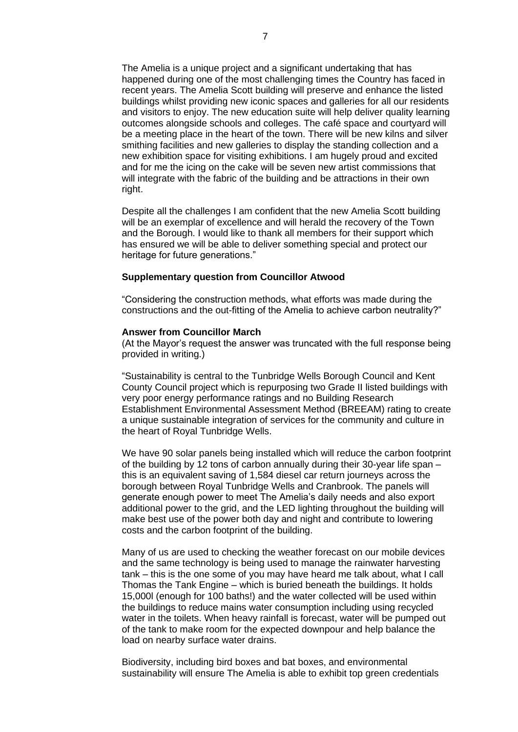The Amelia is a unique project and a significant undertaking that has happened during one of the most challenging times the Country has faced in recent years. The Amelia Scott building will preserve and enhance the listed buildings whilst providing new iconic spaces and galleries for all our residents and visitors to enjoy. The new education suite will help deliver quality learning outcomes alongside schools and colleges. The café space and courtyard will be a meeting place in the heart of the town. There will be new kilns and silver smithing facilities and new galleries to display the standing collection and a new exhibition space for visiting exhibitions. I am hugely proud and excited and for me the icing on the cake will be seven new artist commissions that will integrate with the fabric of the building and be attractions in their own right.

Despite all the challenges I am confident that the new Amelia Scott building will be an exemplar of excellence and will herald the recovery of the Town and the Borough. I would like to thank all members for their support which has ensured we will be able to deliver something special and protect our heritage for future generations."

**Supplementary question from Councillor Atwood**

"Considering the construction methods, what efforts was made during the constructions and the out-fitting of the Amelia to achieve carbon neutrality?"

**Answer from Councillor March**

(At the Mayor's request the answer was truncated with the full response being provided in writing.)

"Sustainability is central to the Tunbridge Wells Borough Council and Kent County Council project which is repurposing two Grade II listed buildings with very poor energy performance ratings and no Building Research Establishment Environmental Assessment Method (BREEAM) rating to create a unique sustainable integration of services for the community and culture in the heart of Royal Tunbridge Wells.

We have 90 solar panels being installed which will reduce the carbon footprint of the building by 12 tons of carbon annually during their 30-year life span – this is an equivalent saving of 1,584 diesel car return journeys across the borough between Royal Tunbridge Wells and Cranbrook. The panels will generate enough power to meet The Amelia's daily needs and also export additional power to the grid, and the LED lighting throughout the building will make best use of the power both day and night and contribute to lowering costs and the carbon footprint of the building.

Many of us are used to checking the weather forecast on our mobile devices and the same technology is being used to manage the rainwater harvesting tank – this is the one some of you may have heard me talk about, what I call Thomas the Tank Engine – which is buried beneath the buildings. It holds 15,000l (enough for 100 baths!) and the water collected will be used within the buildings to reduce mains water consumption including using recycled water in the toilets. When heavy rainfall is forecast, water will be pumped out of the tank to make room for the expected downpour and help balance the load on nearby surface water drains.

Biodiversity, including bird boxes and bat boxes, and environmental sustainability will ensure The Amelia is able to exhibit top green credentials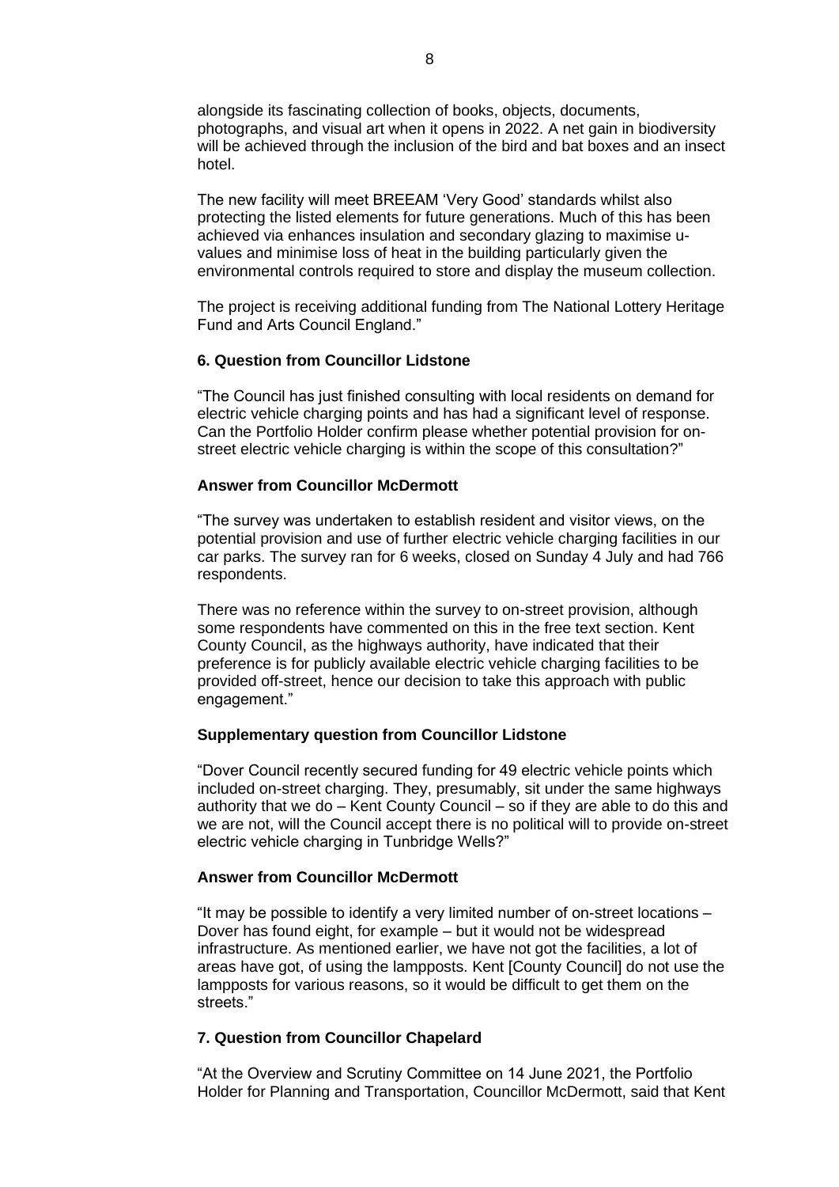alongside its fascinating collection of books, objects, documents, photographs, and visual art when it opens in 2022. A net gain in biodiversity will be achieved through the inclusion of the bird and bat boxes and an insect hotel.

The new facility will meet BREEAM 'Very Good' standards whilst also protecting the listed elements for future generations. Much of this has been achieved via enhances insulation and secondary glazing to maximise u-values and minimise loss of heat in the building particularly given the environmental controls required to store and display the museum collection.

The project is receiving additional funding from The National Lottery Heritage Fund and Arts Council England."

**6. Question from Councillor Lidstone**

"The Council has just finished consulting with local residents on demand for electric vehicle charging points and has had a significant level of response. Can the Portfolio Holder confirm please whether potential provision for on-street electric vehicle charging is within the scope of this consultation?"

**Answer from Councillor McDermott**

"The survey was undertaken to establish resident and visitor views, on the potential provision and use of further electric vehicle charging facilities in our car parks. The survey ran for 6 weeks, closed on Sunday 4 July and had 766 respondents.

There was no reference within the survey to on-street provision, although some respondents have commented on this in the free text section. Kent County Council, as the highways authority, have indicated that their preference is for publicly available electric vehicle charging facilities to be provided off-street, hence our decision to take this approach with public engagement."

**Supplementary question from Councillor Lidstone**

"Dover Council recently secured funding for 49 electric vehicle points which included on-street charging. They, presumably, sit under the same highways authority that we do – Kent County Council – so if they are able to do this and we are not, will the Council accept there is no political will to provide on-street electric vehicle charging in Tunbridge Wells?"

**Answer from Councillor McDermott**

"It may be possible to identify a very limited number of on-street locations – Dover has found eight, for example – but it would not be widespread infrastructure. As mentioned earlier, we have not got the facilities, a lot of areas have got, of using the lampposts. Kent [County Council] do not use the lampposts for various reasons, so it would be difficult to get them on the streets."

**7. Question from Councillor Chapelard**

"At the Overview and Scrutiny Committee on 14 June 2021, the Portfolio Holder for Planning and Transportation, Councillor McDermott, said that Kent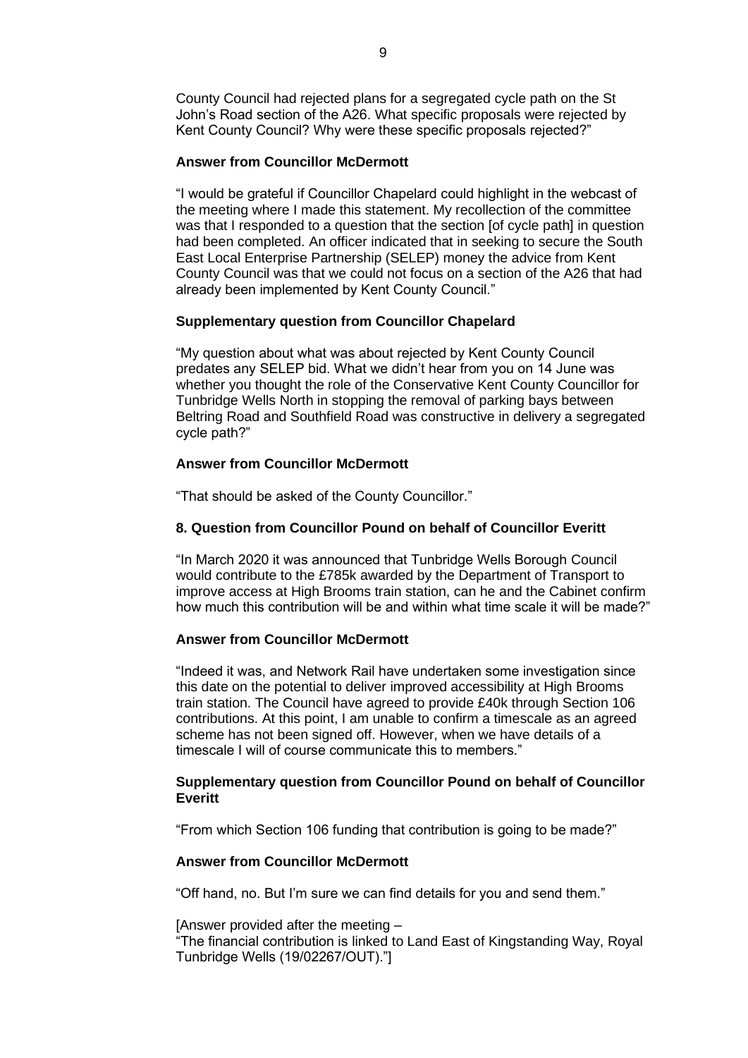County Council had rejected plans for a segregated cycle path on the St John's Road section of the A26. What specific proposals were rejected by Kent County Council? Why were these specific proposals rejected?"

**Answer from Councillor McDermott**

"I would be grateful if Councillor Chapelard could highlight in the webcast of the meeting where I made this statement. My recollection of the committee was that I responded to a question that the section [of cycle path] in question had been completed. An officer indicated that in seeking to secure the South East Local Enterprise Partnership (SELEP) money the advice from Kent County Council was that we could not focus on a section of the A26 that had already been implemented by Kent County Council."

**Supplementary question from Councillor Chapelard**

"My question about what was about rejected by Kent County Council predates any SELEP bid. What we didn't hear from you on 14 June was whether you thought the role of the Conservative Kent County Councillor for Tunbridge Wells North in stopping the removal of parking bays between Beltring Road and Southfield Road was constructive in delivery a segregated cycle path?"

**Answer from Councillor McDermott**

"That should be asked of the County Councillor."

**8. Question from Councillor Pound on behalf of Councillor Everitt**

"In March 2020 it was announced that Tunbridge Wells Borough Council would contribute to the £785k awarded by the Department of Transport to improve access at High Brooms train station, can he and the Cabinet confirm how much this contribution will be and within what time scale it will be made?"

**Answer from Councillor McDermott**

"Indeed it was, and Network Rail have undertaken some investigation since this date on the potential to deliver improved accessibility at High Brooms train station. The Council have agreed to provide £40k through Section 106 contributions. At this point, I am unable to confirm a timescale as an agreed scheme has not been signed off. However, when we have details of a timescale I will of course communicate this to members."

**Supplementary question from Councillor Pound on behalf of Councillor Everitt**

"From which Section 106 funding that contribution is going to be made?"

**Answer from Councillor McDermott**

"Off hand, no. But I'm sure we can find details for you and send them."

[Answer provided after the meeting –
"The financial contribution is linked to Land East of Kingstanding Way, Royal Tunbridge Wells (19/02267/OUT)."]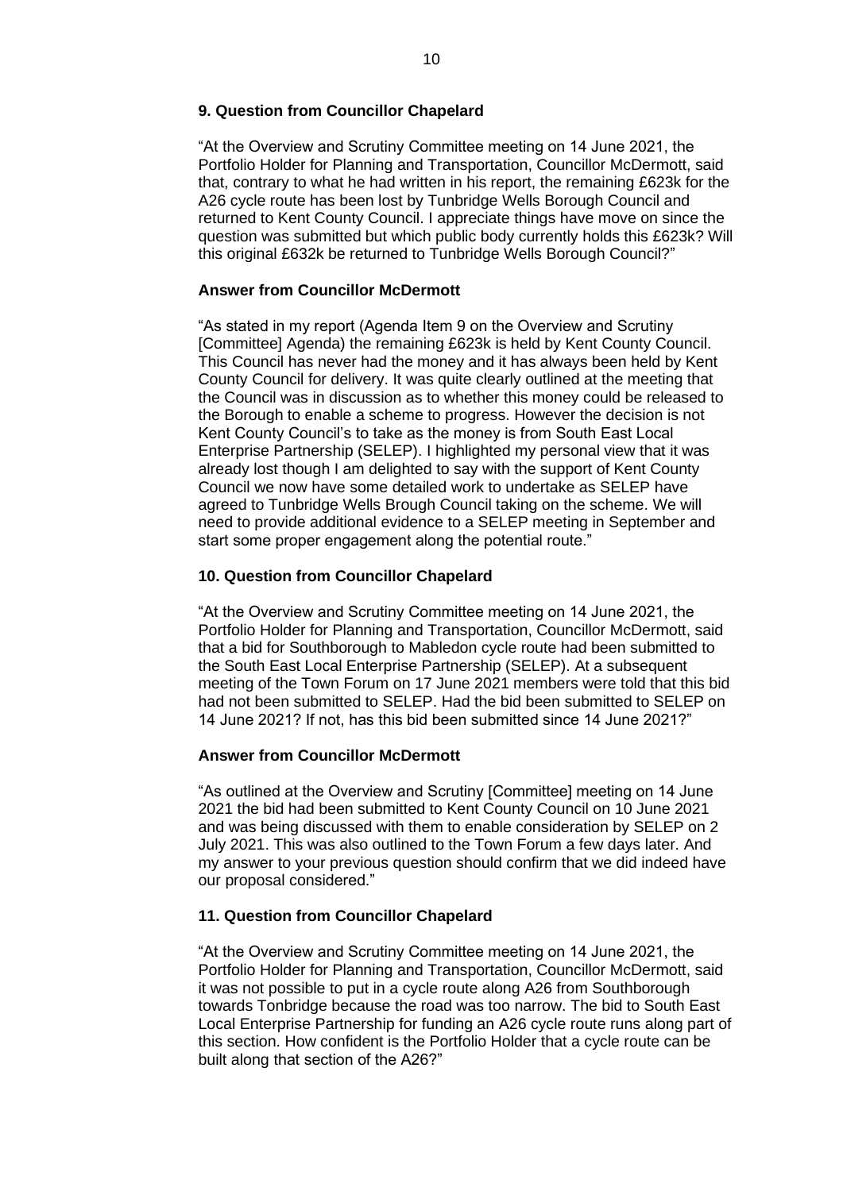### 9. Question from Councillor Chapelard

"At the Overview and Scrutiny Committee meeting on 14 June 2021, the Portfolio Holder for Planning and Transportation, Councillor McDermott, said that, contrary to what he had written in his report, the remaining £623k for the A26 cycle route has been lost by Tunbridge Wells Borough Council and returned to Kent County Council. I appreciate things have move on since the question was submitted but which public body currently holds this £623k? Will this original £632k be returned to Tunbridge Wells Borough Council?"

### Answer from Councillor McDermott

"As stated in my report (Agenda Item 9 on the Overview and Scrutiny [Committee] Agenda) the remaining £623k is held by Kent County Council. This Council has never had the money and it has always been held by Kent County Council for delivery. It was quite clearly outlined at the meeting that the Council was in discussion as to whether this money could be released to the Borough to enable a scheme to progress. However the decision is not Kent County Council's to take as the money is from South East Local Enterprise Partnership (SELEP). I highlighted my personal view that it was already lost though I am delighted to say with the support of Kent County Council we now have some detailed work to undertake as SELEP have agreed to Tunbridge Wells Brough Council taking on the scheme. We will need to provide additional evidence to a SELEP meeting in September and start some proper engagement along the potential route."

### 10. Question from Councillor Chapelard

"At the Overview and Scrutiny Committee meeting on 14 June 2021, the Portfolio Holder for Planning and Transportation, Councillor McDermott, said that a bid for Southborough to Mabledon cycle route had been submitted to the South East Local Enterprise Partnership (SELEP). At a subsequent meeting of the Town Forum on 17 June 2021 members were told that this bid had not been submitted to SELEP. Had the bid been submitted to SELEP on 14 June 2021? If not, has this bid been submitted since 14 June 2021?"

### Answer from Councillor McDermott

"As outlined at the Overview and Scrutiny [Committee] meeting on 14 June 2021 the bid had been submitted to Kent County Council on 10 June 2021 and was being discussed with them to enable consideration by SELEP on 2 July 2021. This was also outlined to the Town Forum a few days later. And my answer to your previous question should confirm that we did indeed have our proposal considered."

### 11. Question from Councillor Chapelard

"At the Overview and Scrutiny Committee meeting on 14 June 2021, the Portfolio Holder for Planning and Transportation, Councillor McDermott, said it was not possible to put in a cycle route along A26 from Southborough towards Tonbridge because the road was too narrow. The bid to South East Local Enterprise Partnership for funding an A26 cycle route runs along part of this section. How confident is the Portfolio Holder that a cycle route can be built along that section of the A26?"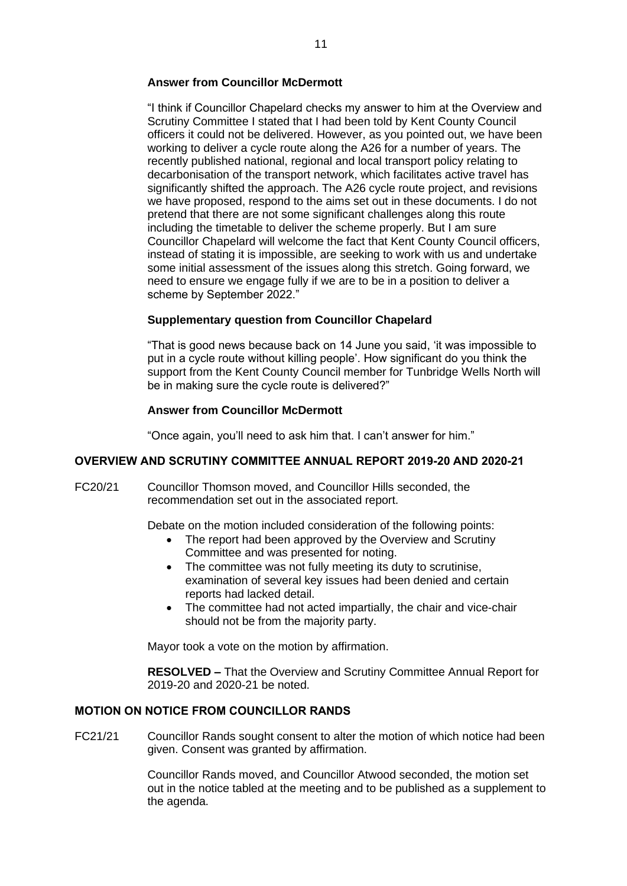**Answer from Councillor McDermott**

"I think if Councillor Chapelard checks my answer to him at the Overview and Scrutiny Committee I stated that I had been told by Kent County Council officers it could not be delivered. However, as you pointed out, we have been working to deliver a cycle route along the A26 for a number of years. The recently published national, regional and local transport policy relating to decarbonisation of the transport network, which facilitates active travel has significantly shifted the approach. The A26 cycle route project, and revisions we have proposed, respond to the aims set out in these documents. I do not pretend that there are not some significant challenges along this route including the timetable to deliver the scheme properly. But I am sure Councillor Chapelard will welcome the fact that Kent County Council officers, instead of stating it is impossible, are seeking to work with us and undertake some initial assessment of the issues along this stretch. Going forward, we need to ensure we engage fully if we are to be in a position to deliver a scheme by September 2022."

**Supplementary question from Councillor Chapelard**

"That is good news because back on 14 June you said, 'it was impossible to put in a cycle route without killing people'. How significant do you think the support from the Kent County Council member for Tunbridge Wells North will be in making sure the cycle route is delivered?"

**Answer from Councillor McDermott**

"Once again, you'll need to ask him that. I can't answer for him."

## OVERVIEW AND SCRUTINY COMMITTEE ANNUAL REPORT 2019-20 AND 2020-21

FC20/21 Councillor Thomson moved, and Councillor Hills seconded, the recommendation set out in the associated report.

Debate on the motion included consideration of the following points:

- The report had been approved by the Overview and Scrutiny Committee and was presented for noting.
- The committee was not fully meeting its duty to scrutinise, examination of several key issues had been denied and certain reports had lacked detail.
- The committee had not acted impartially, the chair and vice-chair should not be from the majority party.

Mayor took a vote on the motion by affirmation.

**RESOLVED –** That the Overview and Scrutiny Committee Annual Report for 2019-20 and 2020-21 be noted.

## MOTION ON NOTICE FROM COUNCILLOR RANDS

FC21/21 Councillor Rands sought consent to alter the motion of which notice had been given. Consent was granted by affirmation.

Councillor Rands moved, and Councillor Atwood seconded, the motion set out in the notice tabled at the meeting and to be published as a supplement to the agenda.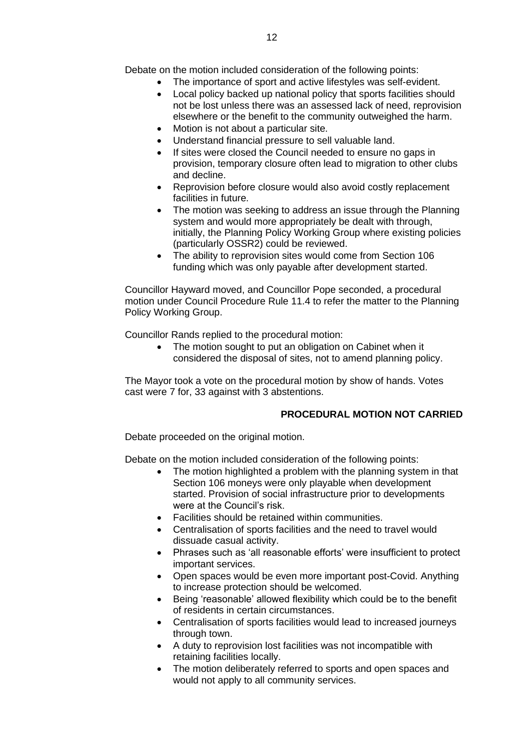Debate on the motion included consideration of the following points:

- The importance of sport and active lifestyles was self-evident.
- Local policy backed up national policy that sports facilities should not be lost unless there was an assessed lack of need, reprovision elsewhere or the benefit to the community outweighed the harm.
- Motion is not about a particular site.
- Understand financial pressure to sell valuable land.
- If sites were closed the Council needed to ensure no gaps in provision, temporary closure often lead to migration to other clubs and decline.
- Reprovision before closure would also avoid costly replacement facilities in future.
- The motion was seeking to address an issue through the Planning system and would more appropriately be dealt with through, initially, the Planning Policy Working Group where existing policies (particularly OSSR2) could be reviewed.
- The ability to reprovision sites would come from Section 106 funding which was only payable after development started.

Councillor Hayward moved, and Councillor Pope seconded, a procedural motion under Council Procedure Rule 11.4 to refer the matter to the Planning Policy Working Group.

Councillor Rands replied to the procedural motion:

- The motion sought to put an obligation on Cabinet when it considered the disposal of sites, not to amend planning policy.

The Mayor took a vote on the procedural motion by show of hands. Votes cast were 7 for, 33 against with 3 abstentions.

**PROCEDURAL MOTION NOT CARRIED**

Debate proceeded on the original motion.

Debate on the motion included consideration of the following points:

- The motion highlighted a problem with the planning system in that Section 106 moneys were only playable when development started. Provision of social infrastructure prior to developments were at the Council's risk.
- Facilities should be retained within communities.
- Centralisation of sports facilities and the need to travel would dissuade casual activity.
- Phrases such as 'all reasonable efforts' were insufficient to protect important services.
- Open spaces would be even more important post-Covid. Anything to increase protection should be welcomed.
- Being 'reasonable' allowed flexibility which could be to the benefit of residents in certain circumstances.
- Centralisation of sports facilities would lead to increased journeys through town.
- A duty to reprovision lost facilities was not incompatible with retaining facilities locally.
- The motion deliberately referred to sports and open spaces and would not apply to all community services.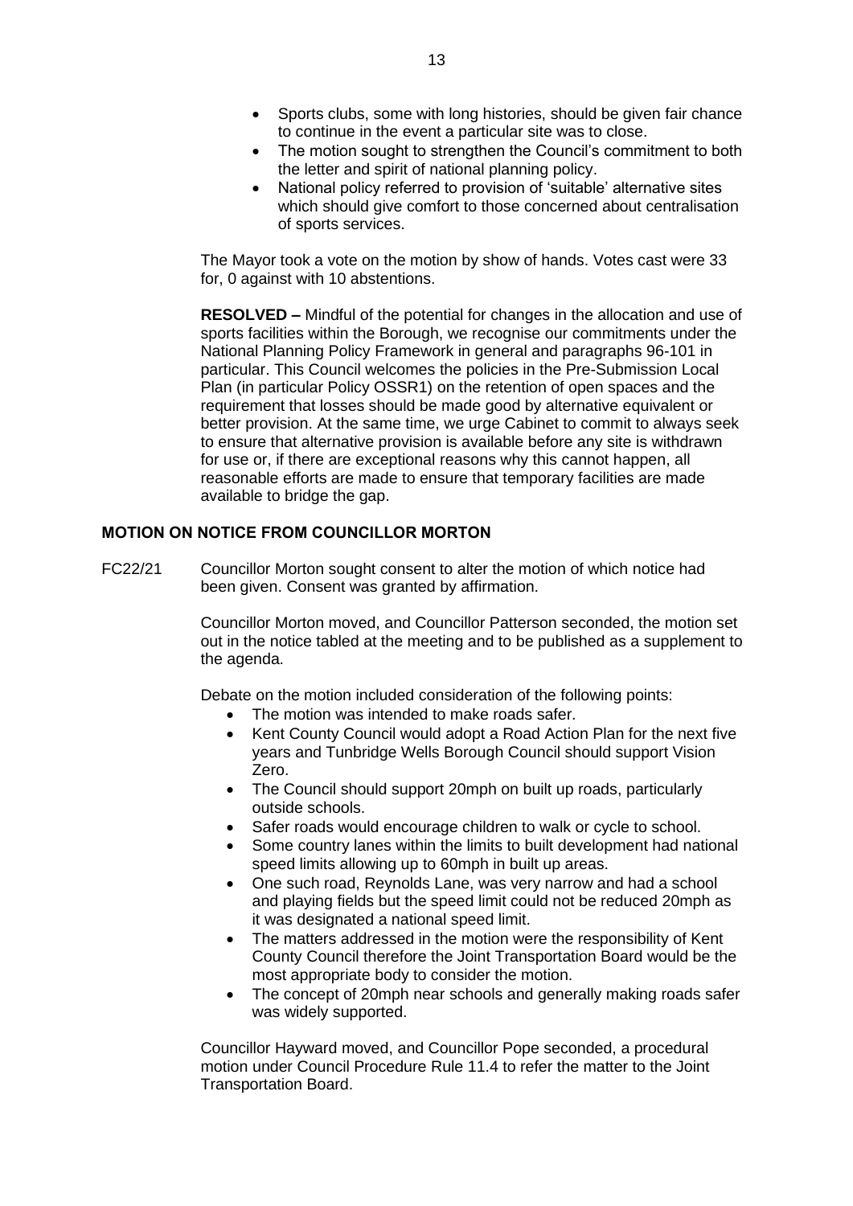- Sports clubs, some with long histories, should be given fair chance to continue in the event a particular site was to close.
- The motion sought to strengthen the Council's commitment to both the letter and spirit of national planning policy.
- National policy referred to provision of 'suitable' alternative sites which should give comfort to those concerned about centralisation of sports services.

The Mayor took a vote on the motion by show of hands. Votes cast were 33 for, 0 against with 10 abstentions.

**RESOLVED –** Mindful of the potential for changes in the allocation and use of sports facilities within the Borough, we recognise our commitments under the National Planning Policy Framework in general and paragraphs 96-101 in particular. This Council welcomes the policies in the Pre-Submission Local Plan (in particular Policy OSSR1) on the retention of open spaces and the requirement that losses should be made good by alternative equivalent or better provision. At the same time, we urge Cabinet to commit to always seek to ensure that alternative provision is available before any site is withdrawn for use or, if there are exceptional reasons why this cannot happen, all reasonable efforts are made to ensure that temporary facilities are made available to bridge the gap.

## MOTION ON NOTICE FROM COUNCILLOR MORTON

FC22/21 Councillor Morton sought consent to alter the motion of which notice had been given. Consent was granted by affirmation.

Councillor Morton moved, and Councillor Patterson seconded, the motion set out in the notice tabled at the meeting and to be published as a supplement to the agenda.

Debate on the motion included consideration of the following points:

- The motion was intended to make roads safer.
- Kent County Council would adopt a Road Action Plan for the next five years and Tunbridge Wells Borough Council should support Vision Zero.
- The Council should support 20mph on built up roads, particularly outside schools.
- Safer roads would encourage children to walk or cycle to school.
- Some country lanes within the limits to built development had national speed limits allowing up to 60mph in built up areas.
- One such road, Reynolds Lane, was very narrow and had a school and playing fields but the speed limit could not be reduced 20mph as it was designated a national speed limit.
- The matters addressed in the motion were the responsibility of Kent County Council therefore the Joint Transportation Board would be the most appropriate body to consider the motion.
- The concept of 20mph near schools and generally making roads safer was widely supported.

Councillor Hayward moved, and Councillor Pope seconded, a procedural motion under Council Procedure Rule 11.4 to refer the matter to the Joint Transportation Board.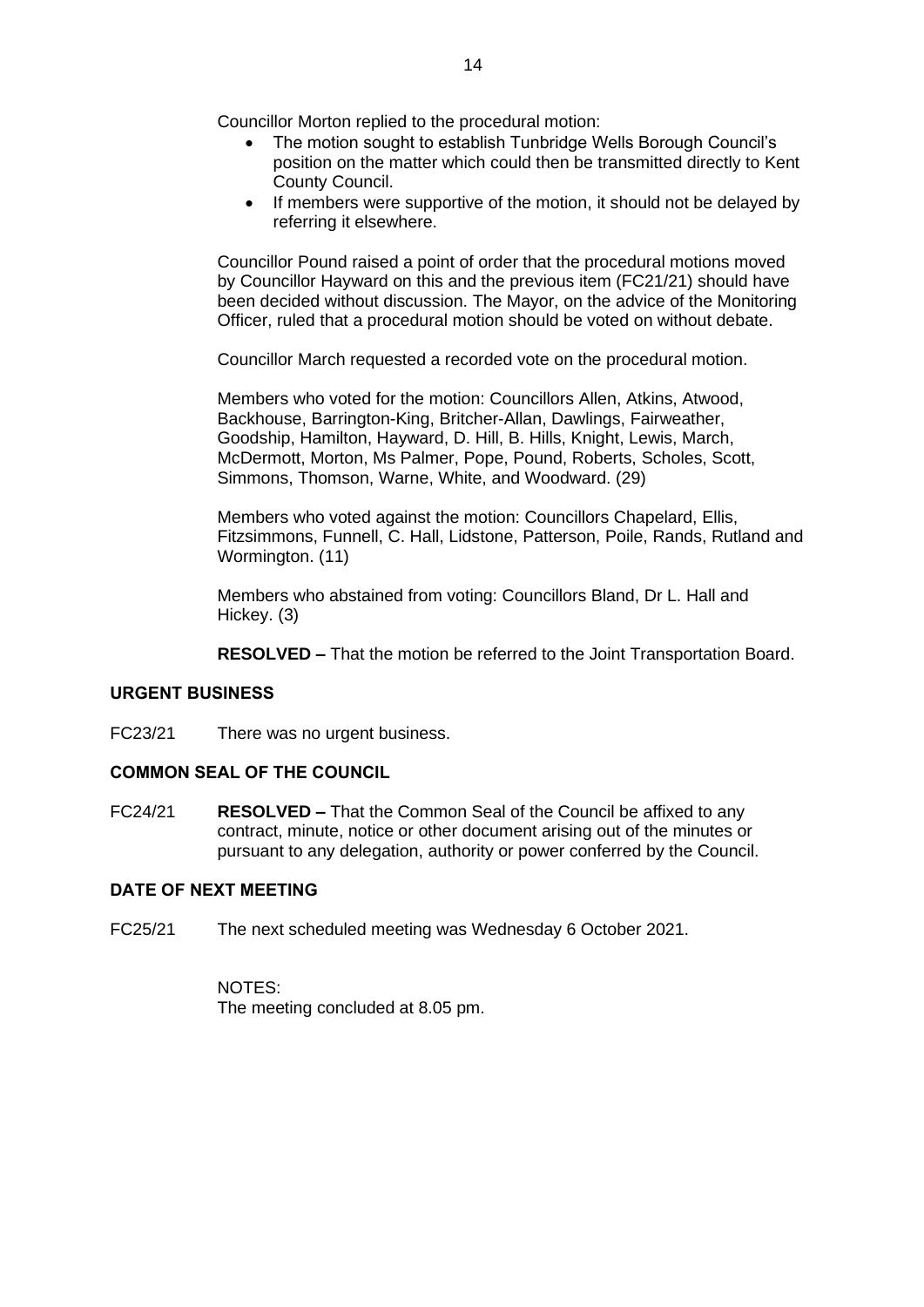Councillor Morton replied to the procedural motion:

- The motion sought to establish Tunbridge Wells Borough Council's position on the matter which could then be transmitted directly to Kent County Council.
- If members were supportive of the motion, it should not be delayed by referring it elsewhere.

Councillor Pound raised a point of order that the procedural motions moved by Councillor Hayward on this and the previous item (FC21/21) should have been decided without discussion. The Mayor, on the advice of the Monitoring Officer, ruled that a procedural motion should be voted on without debate.

Councillor March requested a recorded vote on the procedural motion.

Members who voted for the motion: Councillors Allen, Atkins, Atwood, Backhouse, Barrington-King, Britcher-Allan, Dawlings, Fairweather, Goodship, Hamilton, Hayward, D. Hill, B. Hills, Knight, Lewis, March, McDermott, Morton, Ms Palmer, Pope, Pound, Roberts, Scholes, Scott, Simmons, Thomson, Warne, White, and Woodward. (29)

Members who voted against the motion: Councillors Chapelard, Ellis, Fitzsimmons, Funnell, C. Hall, Lidstone, Patterson, Poile, Rands, Rutland and Wormington. (11)

Members who abstained from voting: Councillors Bland, Dr L. Hall and Hickey. (3)

**RESOLVED –** That the motion be referred to the Joint Transportation Board.

## URGENT BUSINESS

FC23/21 There was no urgent business.

## COMMON SEAL OF THE COUNCIL

FC24/21 **RESOLVED –** That the Common Seal of the Council be affixed to any contract, minute, notice or other document arising out of the minutes or pursuant to any delegation, authority or power conferred by the Council.

## DATE OF NEXT MEETING

FC25/21 The next scheduled meeting was Wednesday 6 October 2021.

NOTES:
The meeting concluded at 8.05 pm.